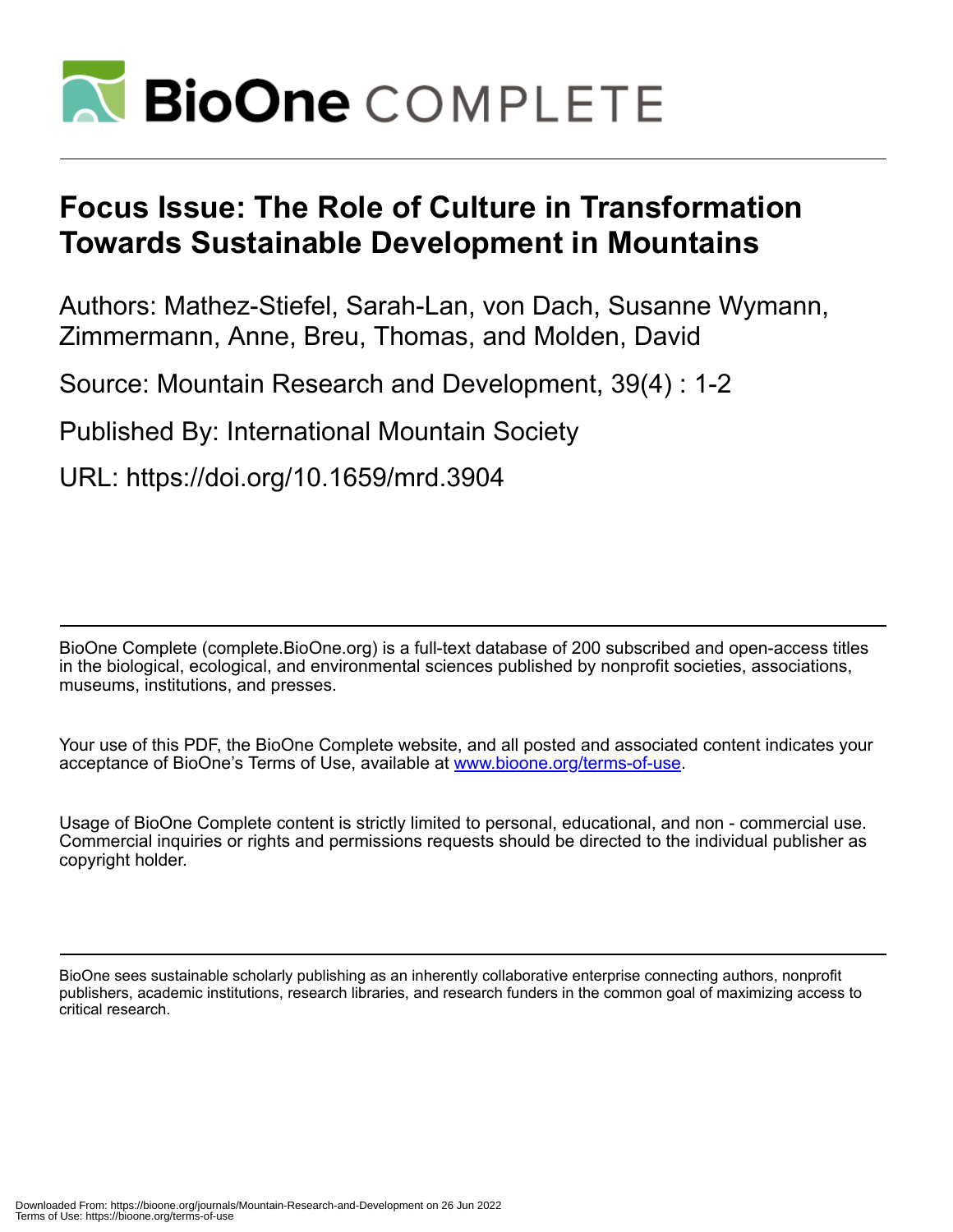# Focus Issue: The Role of Culture in Transformation Towards Sustainable Development in Mountains

Authors: Mathez-Stiefel, Sarah-Lan, von Dach, Susanne Wymann, Zimmermann, Anne, Breu, Thomas, and Molden, David

Source: Mountain Research and Development, 39(4) : 1-2

Published By: International Mountain Society

URL: https://doi.org/10.1659/mrd.3904

BioOne Complete (complete.BioOne.org) is a full-text database of 200 subscribed and open-access titles in the biological, ecological, and environmental sciences published by nonprofit societies, associations, museums, institutions, and presses.

Your use of this PDF, the BioOne Complete website, and all posted and associated content indicates your acceptance of BioOne's Terms of Use, available at www.bioone.org/terms-of-use.

Usage of BioOne Complete content is strictly limited to personal, educational, and non - commercial use. Commercial inquiries or rights and permissions requests should be directed to the individual publisher as copyright holder.

BioOne sees sustainable scholarly publishing as an inherently collaborative enterprise connecting authors, nonprofit publishers, academic institutions, research libraries, and research funders in the common goal of maximizing access to critical research.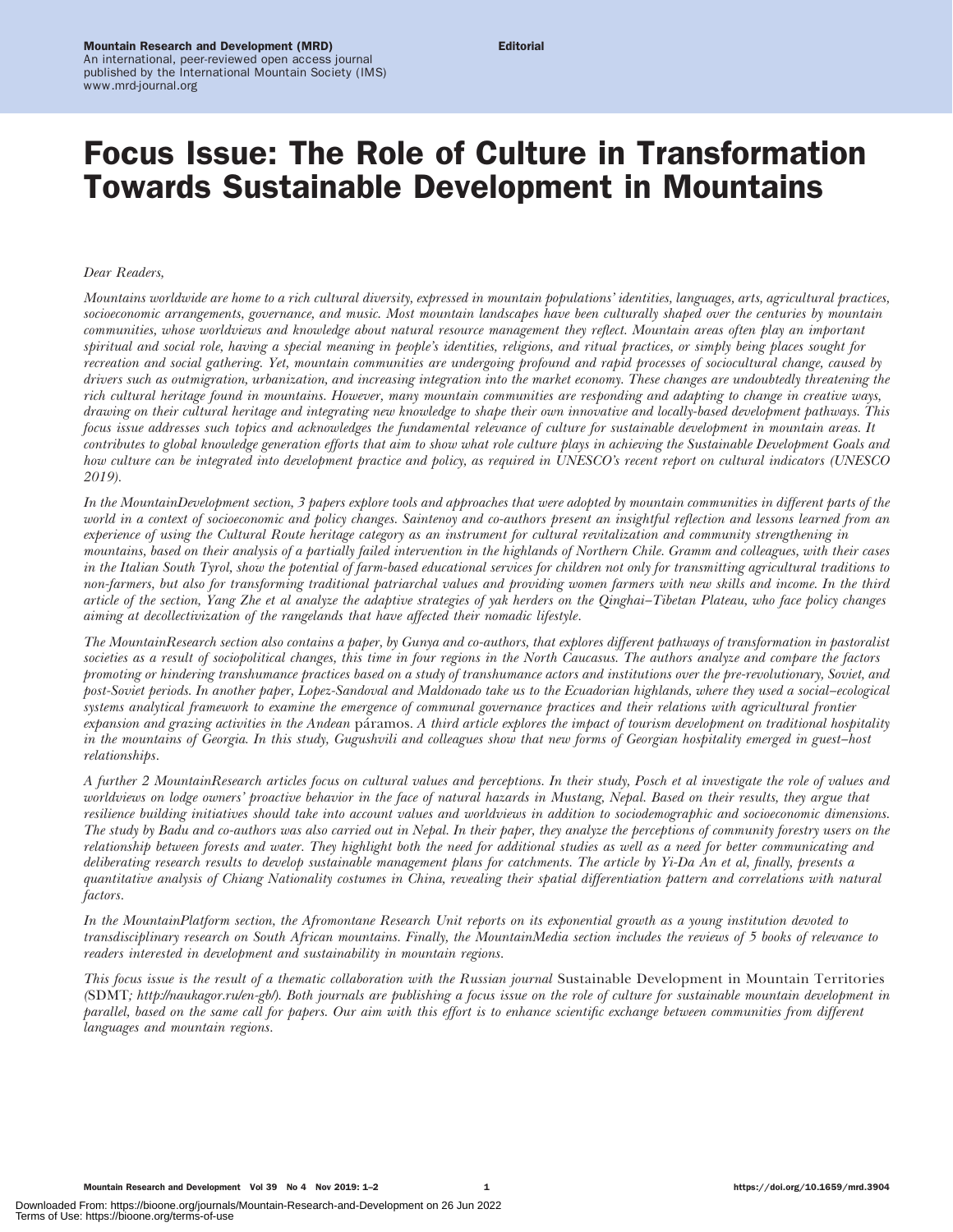# Focus Issue: The Role of Culture in Transformation Towards Sustainable Development in Mountains

*Dear Readers,*

*Mountains worldwide are home to a rich cultural diversity, expressed in mountain populations' identities, languages, arts, agricultural practices, socioeconomic arrangements, governance, and music. Most mountain landscapes have been culturally shaped over the centuries by mountain communities, whose worldviews and knowledge about natural resource management they reflect. Mountain areas often play an important spiritual and social role, having a special meaning in people's identities, religions, and ritual practices, or simply being places sought for recreation and social gathering. Yet, mountain communities are undergoing profound and rapid processes of sociocultural change, caused by drivers such as outmigration, urbanization, and increasing integration into the market economy. These changes are undoubtedly threatening the rich cultural heritage found in mountains. However, many mountain communities are responding and adapting to change in creative ways, drawing on their cultural heritage and integrating new knowledge to shape their own innovative and locally-based development pathways. This focus issue addresses such topics and acknowledges the fundamental relevance of culture for sustainable development in mountain areas. It contributes to global knowledge generation efforts that aim to show what role culture plays in achieving the Sustainable Development Goals and how culture can be integrated into development practice and policy, as required in UNESCO's recent report on cultural indicators (UNESCO 2019).*

*In the MountainDevelopment section, 3 papers explore tools and approaches that were adopted by mountain communities in different parts of the world in a context of socioeconomic and policy changes. Saintenoy and co-authors present an insightful reflection and lessons learned from an experience of using the Cultural Route heritage category as an instrument for cultural revitalization and community strengthening in mountains, based on their analysis of a partially failed intervention in the highlands of Northern Chile. Gramm and colleagues, with their cases in the Italian South Tyrol, show the potential of farm-based educational services for children not only for transmitting agricultural traditions to non-farmers, but also for transforming traditional patriarchal values and providing women farmers with new skills and income. In the third article of the section, Yang Zhe et al analyze the adaptive strategies of yak herders on the Qinghai–Tibetan Plateau, who face policy changes aiming at decollectivization of the rangelands that have affected their nomadic lifestyle.*

*The MountainResearch section also contains a paper, by Gunya and co-authors, that explores different pathways of transformation in pastoralist societies as a result of sociopolitical changes, this time in four regions in the North Caucasus. The authors analyze and compare the factors promoting or hindering transhumance practices based on a study of transhumance actors and institutions over the pre-revolutionary, Soviet, and post-Soviet periods. In another paper, Lopez-Sandoval and Maldonado take us to the Ecuadorian highlands, where they used a social–ecological systems analytical framework to examine the emergence of communal governance practices and their relations with agricultural frontier expansion and grazing activities in the Andean* páramos. *A third article explores the impact of tourism development on traditional hospitality in the mountains of Georgia. In this study, Gugushvili and colleagues show that new forms of Georgian hospitality emerged in guest–host relationships.*

*A further 2 MountainResearch articles focus on cultural values and perceptions. In their study, Posch et al investigate the role of values and worldviews on lodge owners' proactive behavior in the face of natural hazards in Mustang, Nepal. Based on their results, they argue that resilience building initiatives should take into account values and worldviews in addition to sociodemographic and socioeconomic dimensions. The study by Badu and co-authors was also carried out in Nepal. In their paper, they analyze the perceptions of community forestry users on the relationship between forests and water. They highlight both the need for additional studies as well as a need for better communicating and deliberating research results to develop sustainable management plans for catchments. The article by Yi-Da An et al, finally, presents a quantitative analysis of Chiang Nationality costumes in China, revealing their spatial differentiation pattern and correlations with natural factors.*

*In the MountainPlatform section, the Afromontane Research Unit reports on its exponential growth as a young institution devoted to transdisciplinary research on South African mountains. Finally, the MountainMedia section includes the reviews of 5 books of relevance to readers interested in development and sustainability in mountain regions.*

*This focus issue is the result of a thematic collaboration with the Russian journal* Sustainable Development in Mountain Territories *(*SDMT*; http://naukagor.ru/en-gb/). Both journals are publishing a focus issue on the role of culture for sustainable mountain development in parallel, based on the same call for papers. Our aim with this effort is to enhance scientific exchange between communities from different languages and mountain regions.*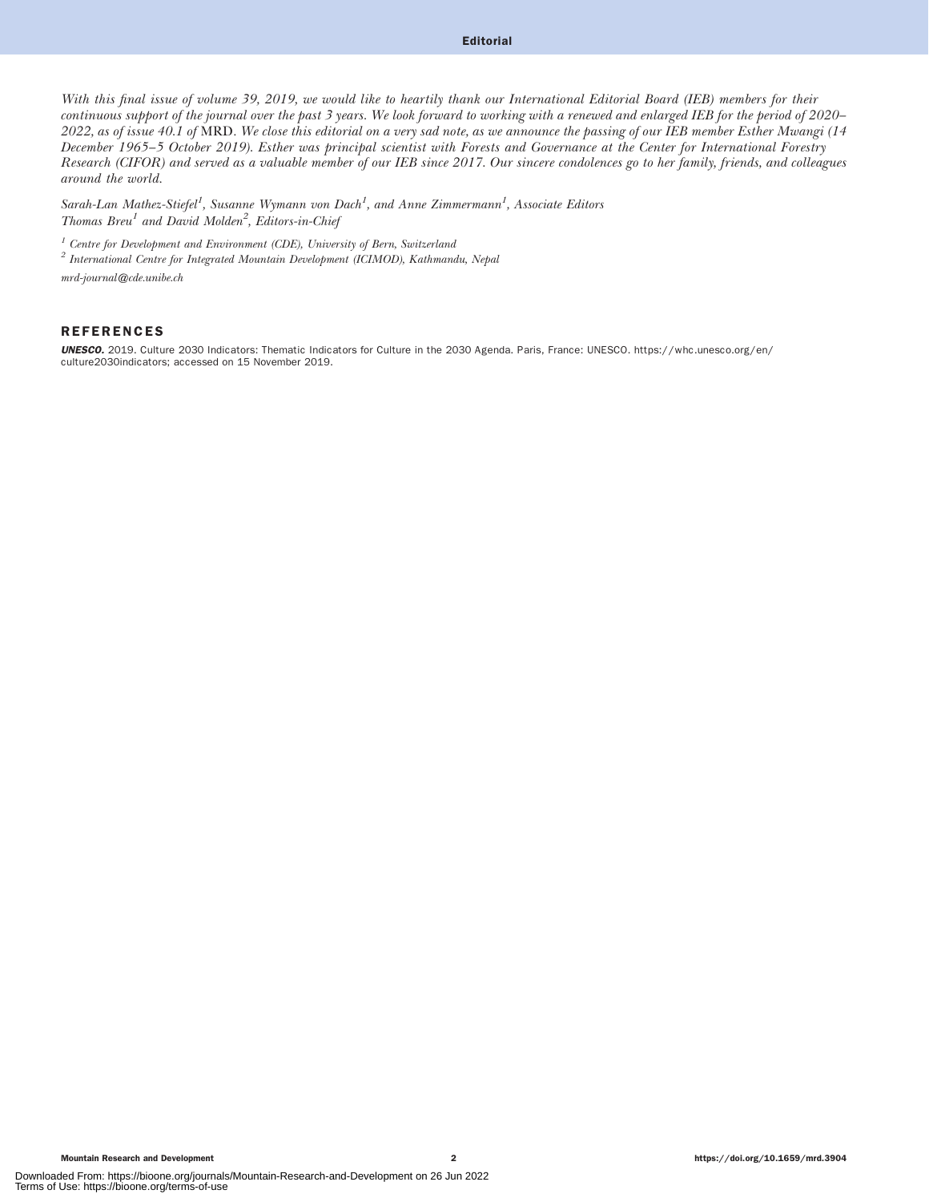*With this final issue of volume 39, 2019, we would like to heartily thank our International Editorial Board (IEB) members for their continuous support of the journal over the past 3 years. We look forward to working with a renewed and enlarged IEB for the period of 2020–2022, as of issue 40.1 of* MRD. *We close this editorial on a very sad note, as we announce the passing of our IEB member Esther Mwangi (14 December 1965–5 October 2019). Esther was principal scientist with Forests and Governance at the Center for International Forestry Research (CIFOR) and served as a valuable member of our IEB since 2017. Our sincere condolences go to her family, friends, and colleagues around the world.*

*Sarah-Lan Mathez-Stiefel[1], Susanne Wymann von Dach[1], and Anne Zimmermann[1], Associate Editors*
*Thomas Breu[1] and David Molden[2], Editors-in-Chief*

[1] *Centre for Development and Environment (CDE), University of Bern, Switzerland*
[2] *International Centre for Integrated Mountain Development (ICIMOD), Kathmandu, Nepal*

*mrd-journal@cde.unibe.ch*

## REFERENCES

***UNESCO.*** 2019. Culture 2030 Indicators: Thematic Indicators for Culture in the 2030 Agenda. Paris, France: UNESCO. https://whc.unesco.org/en/culture2030indicators; accessed on 15 November 2019.